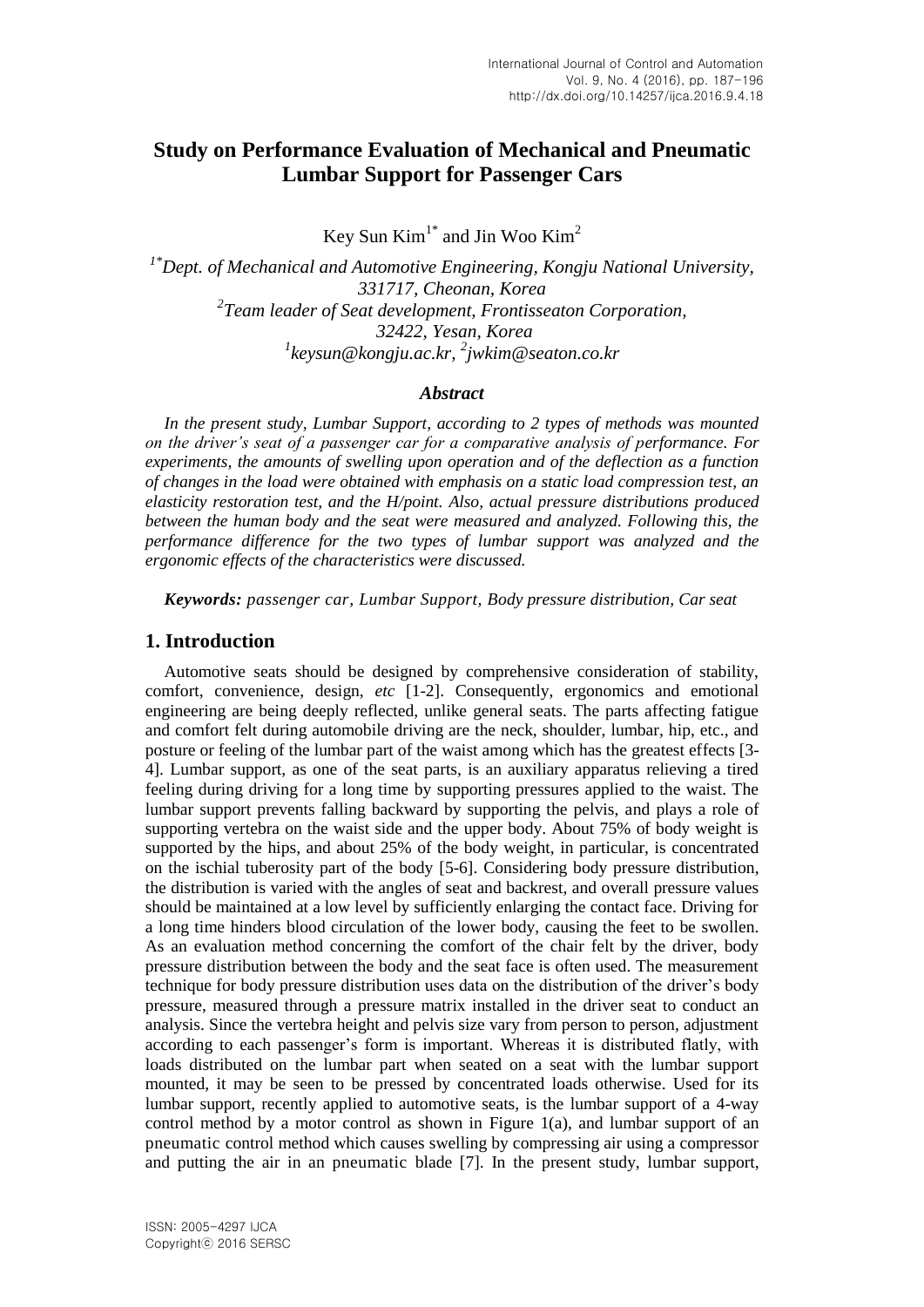# Study on Performance Evaluation of Mechanical and Pneumatic Lumbar Support for Passenger Cars

Key Sun Kim[1*] and Jin Woo Kim[2]

[1*]*Dept. of Mechanical and Automotive Engineering, Kongju National University, 331717, Cheonan, Korea*
[2]*Team leader of Seat development, Frontisseaton Corporation, 32422, Yesan, Korea*
[1]*keysun@kongju.ac.kr,* [2]*jwkim@seaton.co.kr*

### *Abstract*

*In the present study, Lumbar Support, according to 2 types of methods was mounted on the driver's seat of a passenger car for a comparative analysis of performance. For experiments, the amounts of swelling upon operation and of the deflection as a function of changes in the load were obtained with emphasis on a static load compression test, an elasticity restoration test, and the H/point. Also, actual pressure distributions produced between the human body and the seat were measured and analyzed. Following this, the performance difference for the two types of lumbar support was analyzed and the ergonomic effects of the characteristics were discussed.*

***Keywords:*** *passenger car, Lumbar Support, Body pressure distribution, Car seat*

## 1. Introduction

Automotive seats should be designed by comprehensive consideration of stability, comfort, convenience, design, *etc* [1-2]. Consequently, ergonomics and emotional engineering are being deeply reflected, unlike general seats. The parts affecting fatigue and comfort felt during automobile driving are the neck, shoulder, lumbar, hip, etc., and posture or feeling of the lumbar part of the waist among which has the greatest effects [3-4]. Lumbar support, as one of the seat parts, is an auxiliary apparatus relieving a tired feeling during driving for a long time by supporting pressures applied to the waist. The lumbar support prevents falling backward by supporting the pelvis, and plays a role of supporting vertebra on the waist side and the upper body. About 75% of body weight is supported by the hips, and about 25% of the body weight, in particular, is concentrated on the ischial tuberosity part of the body [5-6]. Considering body pressure distribution, the distribution is varied with the angles of seat and backrest, and overall pressure values should be maintained at a low level by sufficiently enlarging the contact face. Driving for a long time hinders blood circulation of the lower body, causing the feet to be swollen. As an evaluation method concerning the comfort of the chair felt by the driver, body pressure distribution between the body and the seat face is often used. The measurement technique for body pressure distribution uses data on the distribution of the driver's body pressure, measured through a pressure matrix installed in the driver seat to conduct an analysis. Since the vertebra height and pelvis size vary from person to person, adjustment according to each passenger's form is important. Whereas it is distributed flatly, with loads distributed on the lumbar part when seated on a seat with the lumbar support mounted, it may be seen to be pressed by concentrated loads otherwise. Used for its lumbar support, recently applied to automotive seats, is the lumbar support of a 4-way control method by a motor control as shown in Figure 1(a), and lumbar support of an pneumatic control method which causes swelling by compressing air using a compressor and putting the air in an pneumatic blade [7]. In the present study, lumbar support,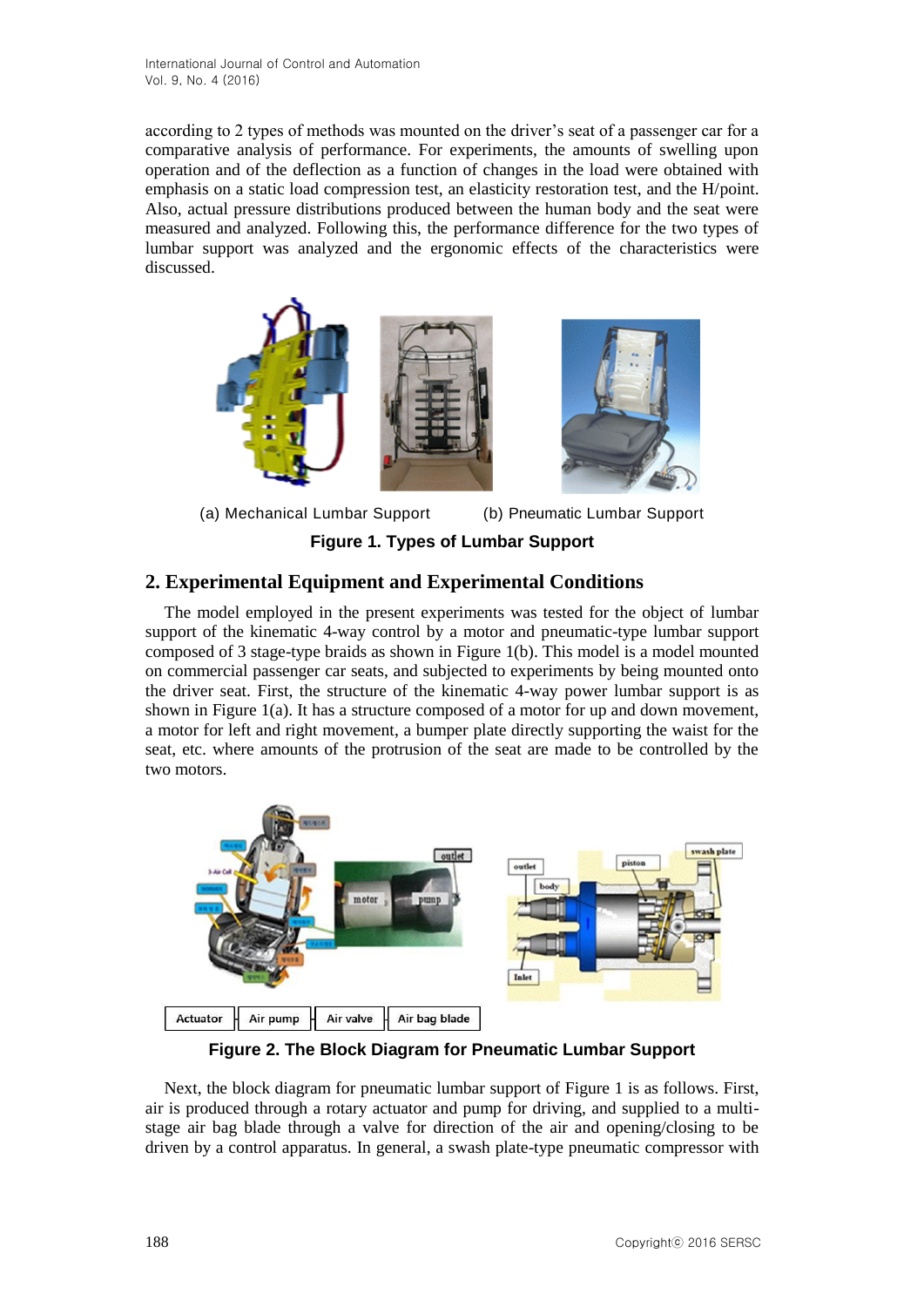according to 2 types of methods was mounted on the driver's seat of a passenger car for a comparative analysis of performance. For experiments, the amounts of swelling upon operation and of the deflection as a function of changes in the load were obtained with emphasis on a static load compression test, an elasticity restoration test, and the H/point. Also, actual pressure distributions produced between the human body and the seat were measured and analyzed. Following this, the performance difference for the two types of lumbar support was analyzed and the ergonomic effects of the characteristics were discussed.

(a) Mechanical Lumbar Support (b) Pneumatic Lumbar Support

**Figure 1. Types of Lumbar Support**

## 2. Experimental Equipment and Experimental Conditions

The model employed in the present experiments was tested for the object of lumbar support of the kinematic 4-way control by a motor and pneumatic-type lumbar support composed of 3 stage-type braids as shown in Figure 1(b). This model is a model mounted on commercial passenger car seats, and subjected to experiments by being mounted onto the driver seat. First, the structure of the kinematic 4-way power lumbar support is as shown in Figure 1(a). It has a structure composed of a motor for up and down movement, a motor for left and right movement, a bumper plate directly supporting the waist for the seat, etc. where amounts of the protrusion of the seat are made to be controlled by the two motors.

outlet

motor

pump

outlet

body

piston

swash plate

Inlet

Actuator

Air pump

Air valve

Air bag blade

**Figure 2. The Block Diagram for Pneumatic Lumbar Support**

Next, the block diagram for pneumatic lumbar support of Figure 1 is as follows. First, air is produced through a rotary actuator and pump for driving, and supplied to a multi-stage air bag blade through a valve for direction of the air and opening/closing to be driven by a control apparatus. In general, a swash plate-type pneumatic compressor with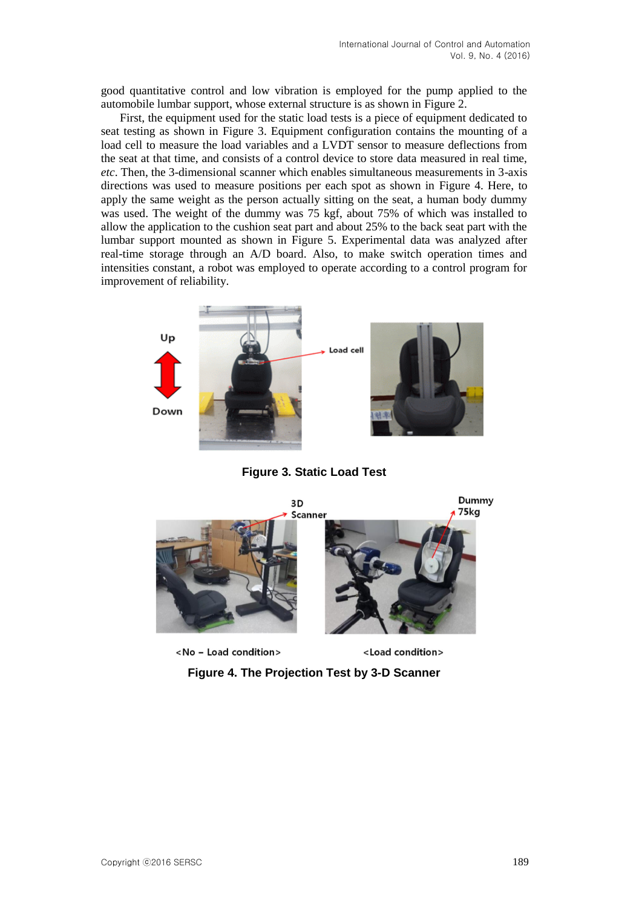good quantitative control and low vibration is employed for the pump applied to the automobile lumbar support, whose external structure is as shown in Figure 2.

First, the equipment used for the static load tests is a piece of equipment dedicated to seat testing as shown in Figure 3. Equipment configuration contains the mounting of a load cell to measure the load variables and a LVDT sensor to measure deflections from the seat at that time, and consists of a control device to store data measured in real time, *etc*. Then, the 3-dimensional scanner which enables simultaneous measurements in 3-axis directions was used to measure positions per each spot as shown in Figure 4. Here, to apply the same weight as the person actually sitting on the seat, a human body dummy was used. The weight of the dummy was 75 kgf, about 75% of which was installed to allow the application to the cushion seat part and about 25% to the back seat part with the lumbar support mounted as shown in Figure 5. Experimental data was analyzed after real-time storage through an A/D board. Also, to make switch operation times and intensities constant, a robot was employed to operate according to a control program for improvement of reliability.

Up

Down

Load cell

**Figure 3. Static Load Test**

3D Scanner

Dummy 75kg

<No – Load condition>

<Load condition>

**Figure 4. The Projection Test by 3-D Scanner**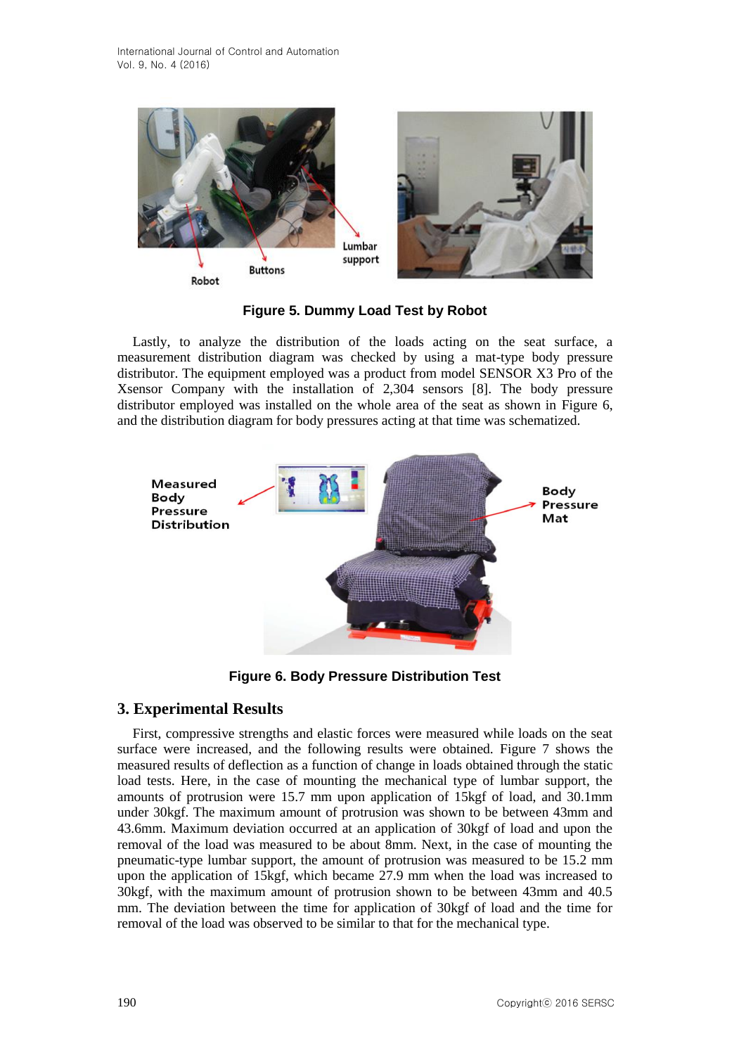Figure 5. Dummy Load Test by Robot

Lastly, to analyze the distribution of the loads acting on the seat surface, a measurement distribution diagram was checked by using a mat-type body pressure distributor. The equipment employed was a product from model SENSOR X3 Pro of the Xsensor Company with the installation of 2,304 sensors [8]. The body pressure distributor employed was installed on the whole area of the seat as shown in Figure 6, and the distribution diagram for body pressures acting at that time was schematized.

Figure 6. Body Pressure Distribution Test

## 3. Experimental Results

First, compressive strengths and elastic forces were measured while loads on the seat surface were increased, and the following results were obtained. Figure 7 shows the measured results of deflection as a function of change in loads obtained through the static load tests. Here, in the case of mounting the mechanical type of lumbar support, the amounts of protrusion were 15.7 mm upon application of 15kgf of load, and 30.1mm under 30kgf. The maximum amount of protrusion was shown to be between 43mm and 43.6mm. Maximum deviation occurred at an application of 30kgf of load and upon the removal of the load was measured to be about 8mm. Next, in the case of mounting the pneumatic-type lumbar support, the amount of protrusion was measured to be 15.2 mm upon the application of 15kgf, which became 27.9 mm when the load was increased to 30kgf, with the maximum amount of protrusion shown to be between 43mm and 40.5 mm. The deviation between the time for application of 30kgf of load and the time for removal of the load was observed to be similar to that for the mechanical type.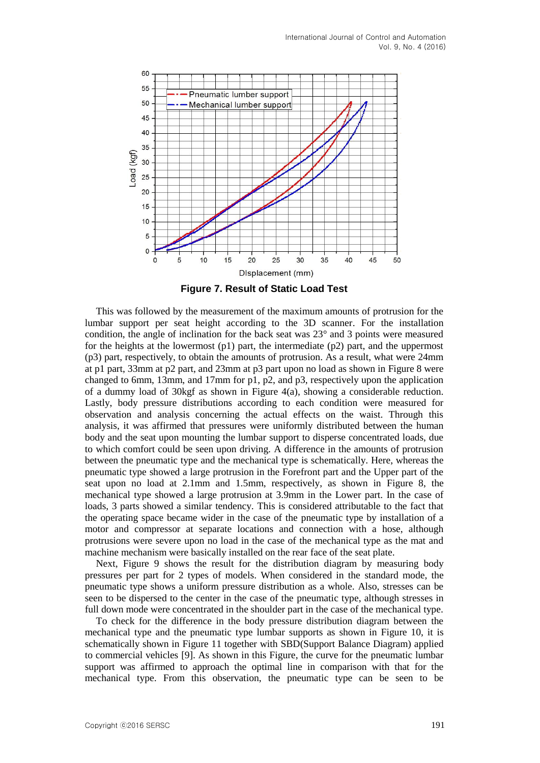60
55
50
45
40
35
30
25
20
15
10
5
0

Load (kgf)

0 5 10 15 20 25 30 35 40 45 50

Displacement (mm)

Pneumatic lumber support

Mechanical lumber support

**Figure 7. Result of Static Load Test**

This was followed by the measurement of the maximum amounts of protrusion for the lumbar support per seat height according to the 3D scanner. For the installation condition, the angle of inclination for the back seat was 23° and 3 points were measured for the heights at the lowermost (p1) part, the intermediate (p2) part, and the uppermost (p3) part, respectively, to obtain the amounts of protrusion. As a result, what were 24mm at p1 part, 33mm at p2 part, and 23mm at p3 part upon no load as shown in Figure 8 were changed to 6mm, 13mm, and 17mm for p1, p2, and p3, respectively upon the application of a dummy load of 30kgf as shown in Figure 4(a), showing a considerable reduction. Lastly, body pressure distributions according to each condition were measured for observation and analysis concerning the actual effects on the waist. Through this analysis, it was affirmed that pressures were uniformly distributed between the human body and the seat upon mounting the lumbar support to disperse concentrated loads, due to which comfort could be seen upon driving. A difference in the amounts of protrusion between the pneumatic type and the mechanical type is schematically. Here, whereas the pneumatic type showed a large protrusion in the Forefront part and the Upper part of the seat upon no load at 2.1mm and 1.5mm, respectively, as shown in Figure 8, the mechanical type showed a large protrusion at 3.9mm in the Lower part. In the case of loads, 3 parts showed a similar tendency. This is considered attributable to the fact that the operating space became wider in the case of the pneumatic type by installation of a motor and compressor at separate locations and connection with a hose, although protrusions were severe upon no load in the case of the mechanical type as the mat and machine mechanism were basically installed on the rear face of the seat plate.

Next, Figure 9 shows the result for the distribution diagram by measuring body pressures per part for 2 types of models. When considered in the standard mode, the pneumatic type shows a uniform pressure distribution as a whole. Also, stresses can be seen to be dispersed to the center in the case of the pneumatic type, although stresses in full down mode were concentrated in the shoulder part in the case of the mechanical type.

To check for the difference in the body pressure distribution diagram between the mechanical type and the pneumatic type lumbar supports as shown in Figure 10, it is schematically shown in Figure 11 together with SBD(Support Balance Diagram) applied to commercial vehicles [9]. As shown in this Figure, the curve for the pneumatic lumbar support was affirmed to approach the optimal line in comparison with that for the mechanical type. From this observation, the pneumatic type can be seen to be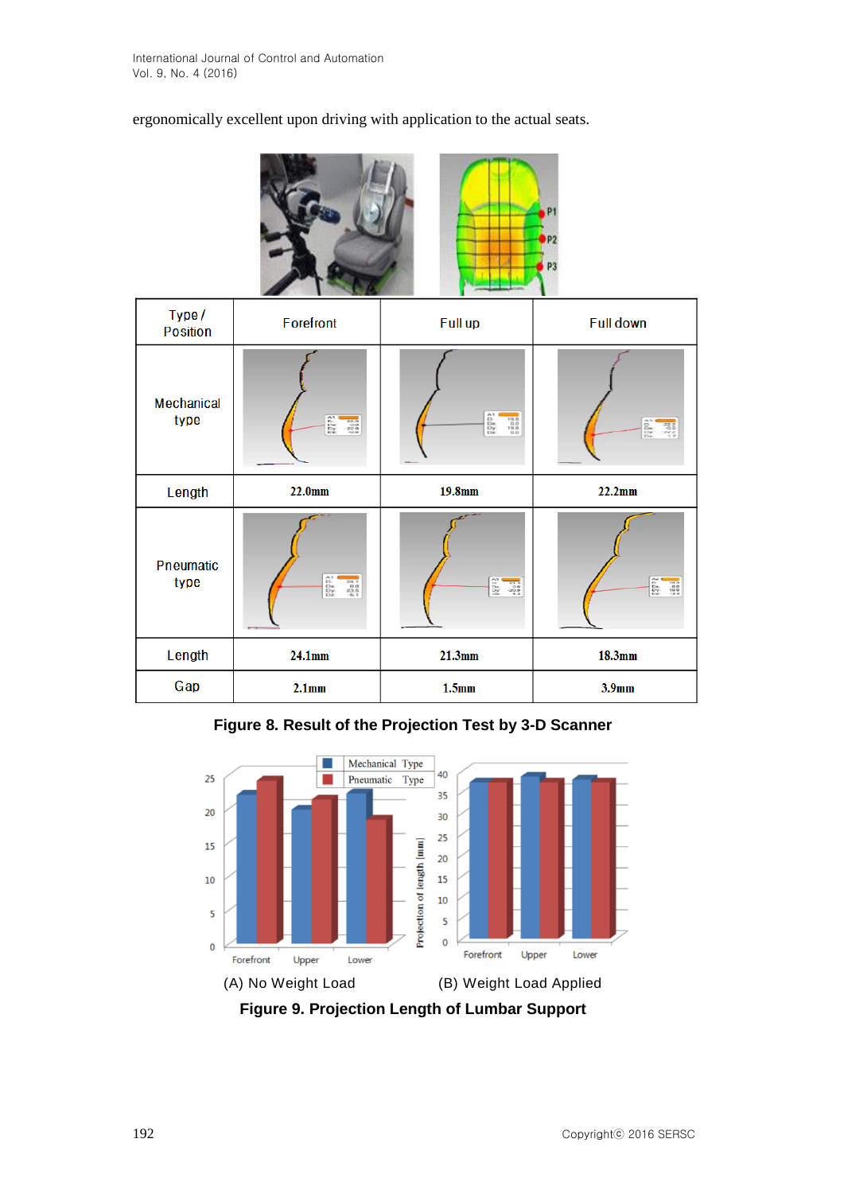ergonomically excellent upon driving with application to the actual seats.

| Type / Position | Forefront | Full up | Full down |
|---|---|---|---|
| Mechanical type | | | |
| Length | 22.0mm | 19.8mm | 22.2mm |
| Pneumatic type | | | |
| Length | 24.1mm | 21.3mm | 18.3mm |
| Gap | 2.1mm | 1.5mm | 3.9mm |

**Figure 8. Result of the Projection Test by 3-D Scanner**

Mechanical Type
Pneumatic Type

25
20
15
10
5
0

Forefront Upper Lower

Projection of length [mm]

40
35
30
25
20
15
10
5
0

Forefront Upper Lower

(A) No Weight Load (B) Weight Load Applied

**Figure 9. Projection Length of Lumbar Support**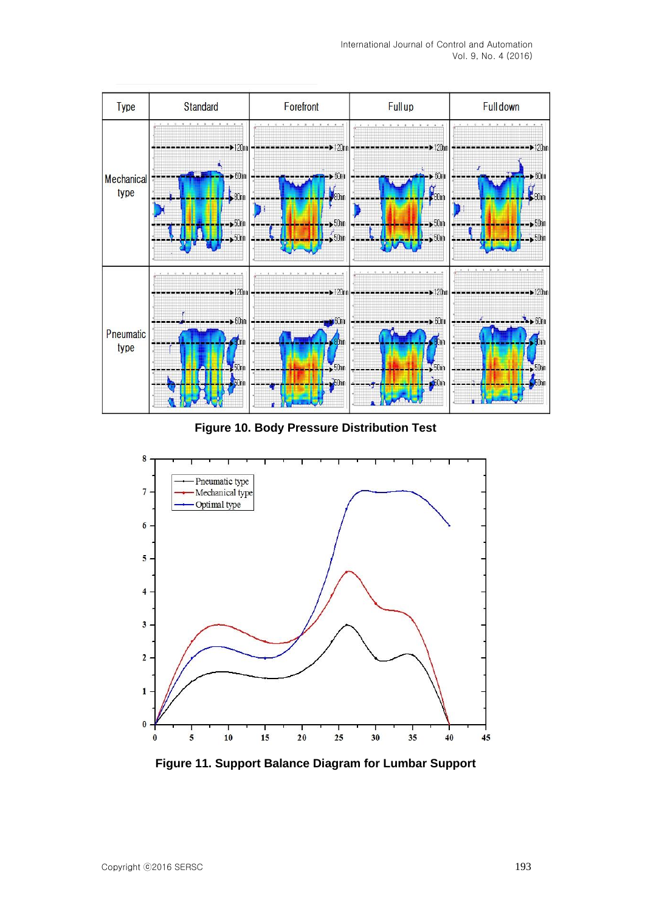| Type | Standard | Forefront | Full up | Full down |
|---|---|---|---|---|
| Mechanical type | | | | |
| Pneumatic type | | | | |

**Figure 10. Body Pressure Distribution Test**

Pneumatic type
Mechanical type
Optimal type

0
1
2
3
4
5
6
7
8

0
5
10
15
20
25
30
35
40
45

**Figure 11. Support Balance Diagram for Lumbar Support**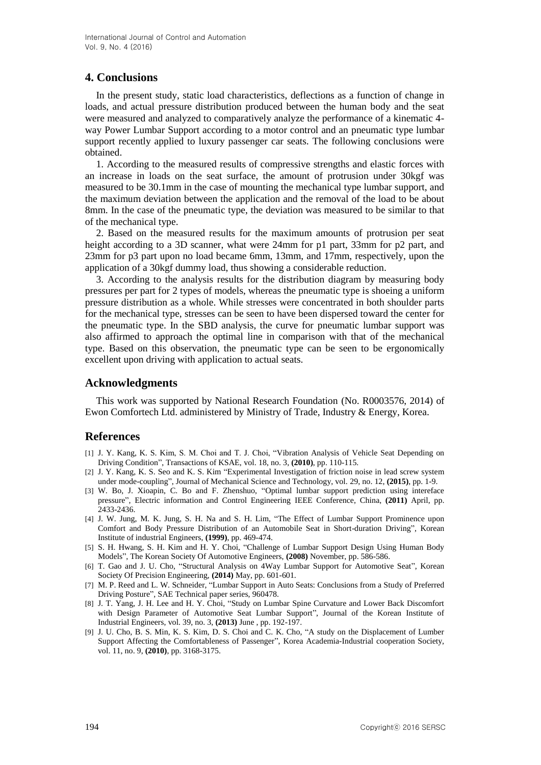## 4. Conclusions

In the present study, static load characteristics, deflections as a function of change in loads, and actual pressure distribution produced between the human body and the seat were measured and analyzed to comparatively analyze the performance of a kinematic 4-way Power Lumbar Support according to a motor control and an pneumatic type lumbar support recently applied to luxury passenger car seats. The following conclusions were obtained.

1. According to the measured results of compressive strengths and elastic forces with an increase in loads on the seat surface, the amount of protrusion under 30kgf was measured to be 30.1mm in the case of mounting the mechanical type lumbar support, and the maximum deviation between the application and the removal of the load to be about 8mm. In the case of the pneumatic type, the deviation was measured to be similar to that of the mechanical type.

2. Based on the measured results for the maximum amounts of protrusion per seat height according to a 3D scanner, what were 24mm for p1 part, 33mm for p2 part, and 23mm for p3 part upon no load became 6mm, 13mm, and 17mm, respectively, upon the application of a 30kgf dummy load, thus showing a considerable reduction.

3. According to the analysis results for the distribution diagram by measuring body pressures per part for 2 types of models, whereas the pneumatic type is shoeing a uniform pressure distribution as a whole. While stresses were concentrated in both shoulder parts for the mechanical type, stresses can be seen to have been dispersed toward the center for the pneumatic type. In the SBD analysis, the curve for pneumatic lumbar support was also affirmed to approach the optimal line in comparison with that of the mechanical type. Based on this observation, the pneumatic type can be seen to be ergonomically excellent upon driving with application to actual seats.

## Acknowledgments

This work was supported by National Research Foundation (No. R0003576, 2014) of Ewon Comfortech Ltd. administered by Ministry of Trade, Industry & Energy, Korea.

## References

[1] J. Y. Kang, K. S. Kim, S. M. Choi and T. J. Choi, "Vibration Analysis of Vehicle Seat Depending on Driving Condition", Transactions of KSAE, vol. 18, no. 3, **(2010)**, pp. 110-115.

[2] J. Y. Kang, K. S. Seo and K. S. Kim "Experimental Investigation of friction noise in lead screw system under mode-coupling", Journal of Mechanical Science and Technology, vol. 29, no. 12, **(2015)**, pp. 1-9.

[3] W. Bo, J. Xioapin, C. Bo and F. Zhenshuo, "Optimal lumbar support prediction using intereface pressure", Electric information and Control Engineering IEEE Conference, China, **(2011)** April, pp. 2433-2436.

[4] J. W. Jung, M. K. Jung, S. H. Na and S. H. Lim, "The Effect of Lumbar Support Prominence upon Comfort and Body Pressure Distribution of an Automobile Seat in Short-duration Driving", Korean Institute of industrial Engineers, **(1999)**, pp. 469-474.

[5] S. H. Hwang, S. H. Kim and H. Y. Choi, "Challenge of Lumbar Support Design Using Human Body Models", The Korean Society Of Automotive Engineers, **(2008)** November, pp. 586-586.

[6] T. Gao and J. U. Cho, "Structural Analysis on 4Way Lumbar Support for Automotive Seat", Korean Society Of Precision Engineering, **(2014)** May, pp. 601-601.

[7] M. P. Reed and L. W. Schneider, "Lumbar Support in Auto Seats: Conclusions from a Study of Preferred Driving Posture", SAE Technical paper series, 960478.

[8] J. T. Yang, J. H. Lee and H. Y. Choi, "Study on Lumbar Spine Curvature and Lower Back Discomfort with Design Parameter of Automotive Seat Lumbar Support", Journal of the Korean Institute of Industrial Engineers, vol. 39, no. 3, **(2013)** June , pp. 192-197.

[9] J. U. Cho, B. S. Min, K. S. Kim, D. S. Choi and C. K. Cho, "A study on the Displacement of Lumber Support Affecting the Comfortableness of Passenger", Korea Academia-Industrial cooperation Society, vol. 11, no. 9, **(2010)**, pp. 3168-3175.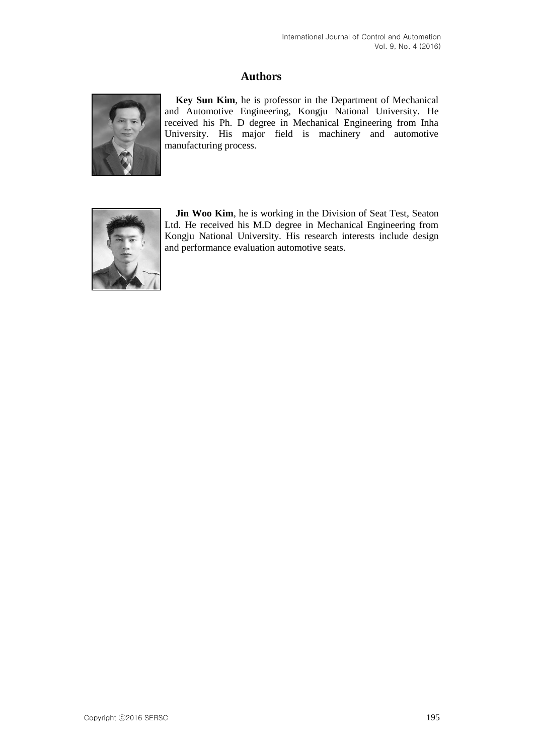# Authors

**Key Sun Kim**, he is professor in the Department of Mechanical and Automotive Engineering, Kongju National University. He received his Ph. D degree in Mechanical Engineering from Inha University. His major field is machinery and automotive manufacturing process.

**Jin Woo Kim**, he is working in the Division of Seat Test, Seaton Ltd. He received his M.D degree in Mechanical Engineering from Kongju National University. His research interests include design and performance evaluation automotive seats.